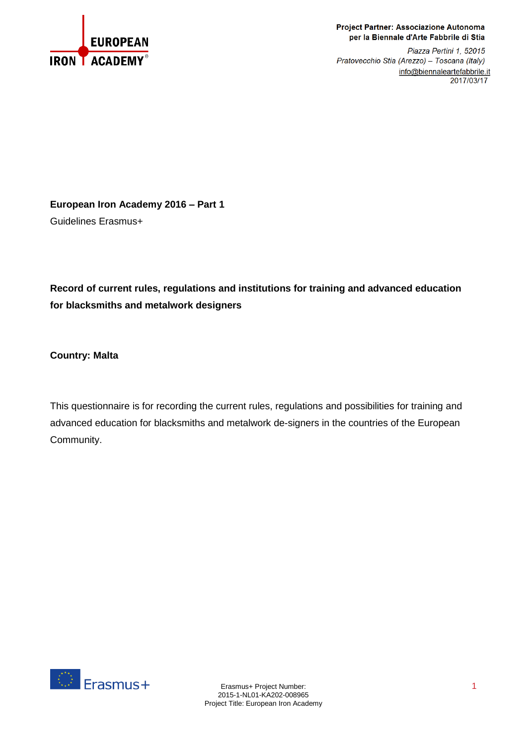**Project Partner: Associazione Autonoma per la Biennale d'Arte Fabbrile di Stia**

*Piazza Pertini 1, 52015*
*Pratovecchio Stia (Arezzo) – Toscana (Italy)*
info@biennaleartefabbrile.it
2017/03/17

**European Iron Academy 2016 – Part 1**

Guidelines Erasmus+

**Record of current rules, regulations and institutions for training and advanced education for blacksmiths and metalwork designers**

**Country: Malta**

This questionnaire is for recording the current rules, regulations and possibilities for training and advanced education for blacksmiths and metalwork de-signers in the countries of the European Community.

Erasmus+ Project Number:
2015-1-NL01-KA202-008965
Project Title: European Iron Academy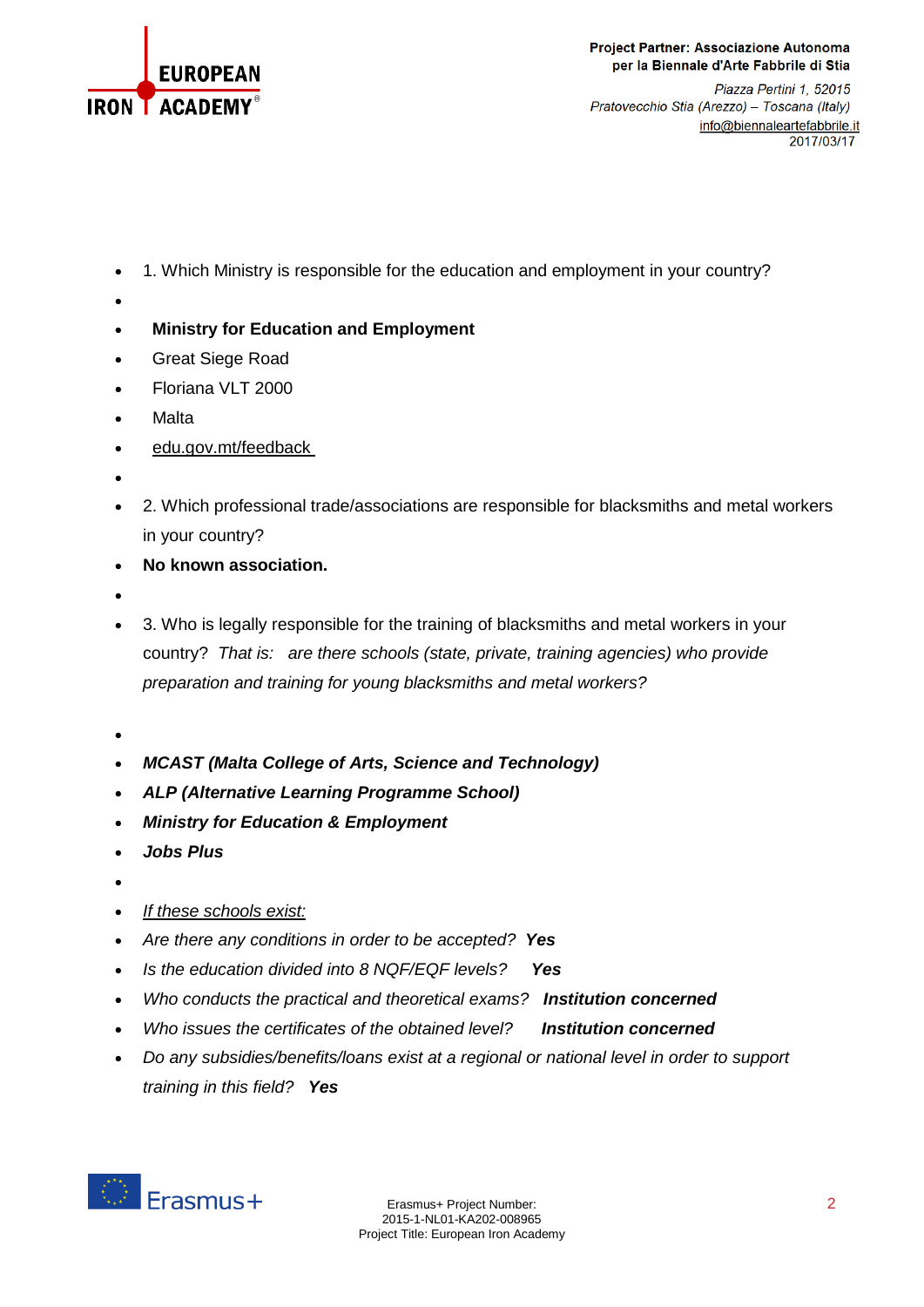- 1. Which Ministry is responsible for the education and employment in your country?
- **Ministry for Education and Employment**
- Great Siege Road
- Floriana VLT 2000
- Malta
- edu.gov.mt/feedback
- 2. Which professional trade/associations are responsible for blacksmiths and metal workers in your country?
- **No known association.**
- 3. Who is legally responsible for the training of blacksmiths and metal workers in your country? *That is: are there schools (state, private, training agencies) who provide preparation and training for young blacksmiths and metal workers?*
- ***MCAST (Malta College of Arts, Science and Technology)***
- ***ALP (Alternative Learning Programme School)***
- ***Ministry for Education & Employment***
- ***Jobs Plus***
- *If these schools exist:*
- *Are there any conditions in order to be accepted?* ***Yes***
- *Is the education divided into 8 NQF/EQF levels?* ***Yes***
- *Who conducts the practical and theoretical exams?* ***Institution concerned***
- *Who issues the certificates of the obtained level?* ***Institution concerned***
- *Do any subsidies/benefits/loans exist at a regional or national level in order to support training in this field?* ***Yes***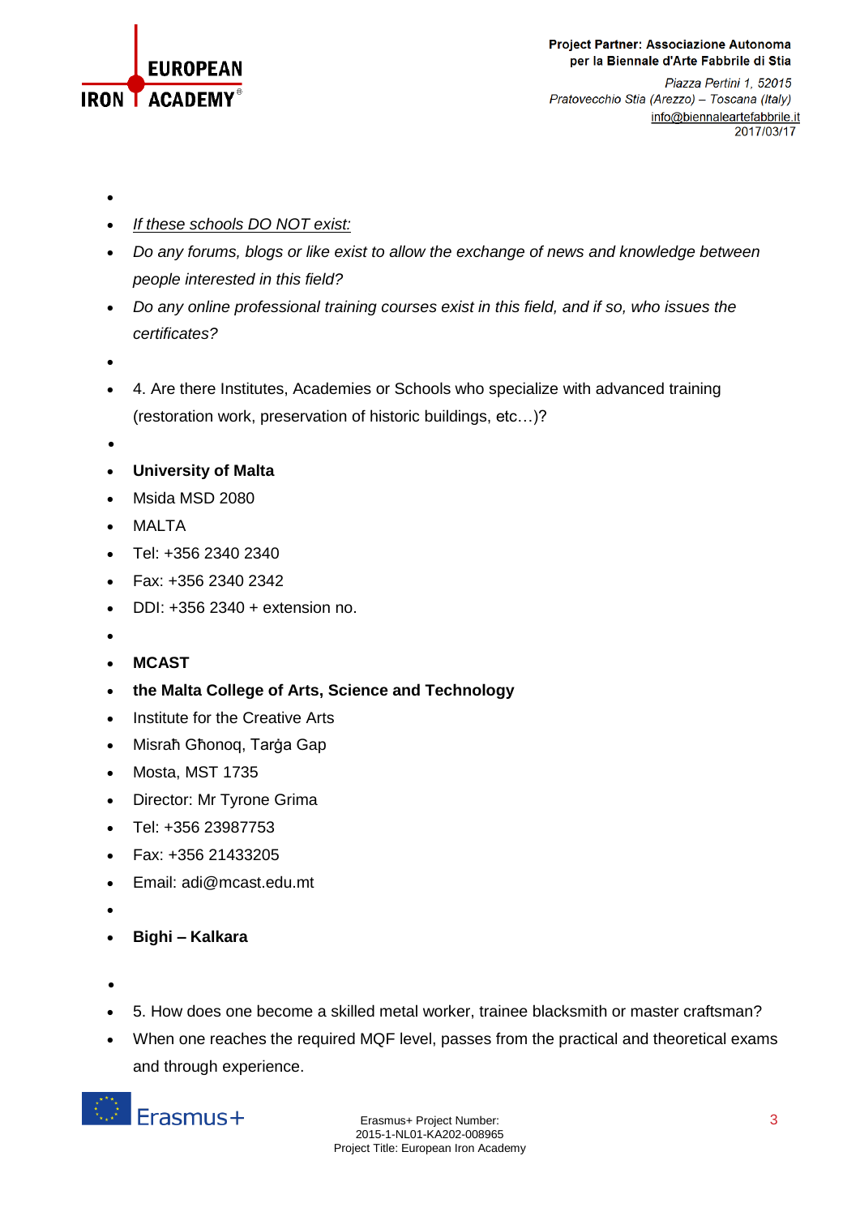- *If these schools DO NOT exist:*
- *Do any forums, blogs or like exist to allow the exchange of news and knowledge between people interested in this field?*
- *Do any online professional training courses exist in this field, and if so, who issues the certificates?*
- 4. Are there Institutes, Academies or Schools who specialize with advanced training (restoration work, preservation of historic buildings, etc…)?
- **University of Malta**
- Msida MSD 2080
- MALTA
- Tel: +356 2340 2340
- Fax: +356 2340 2342
- DDI: +356 2340 + extension no.
- **MCAST**
- **the Malta College of Arts, Science and Technology**
- Institute for the Creative Arts
- Misraħ Għonoq, Tarġa Gap
- Mosta, MST 1735
- Director: Mr Tyrone Grima
- Tel: +356 23987753
- Fax: +356 21433205
- Email: adi@mcast.edu.mt
- **Bighi – Kalkara**
- 5. How does one become a skilled metal worker, trainee blacksmith or master craftsman?
- When one reaches the required MQF level, passes from the practical and theoretical exams and through experience.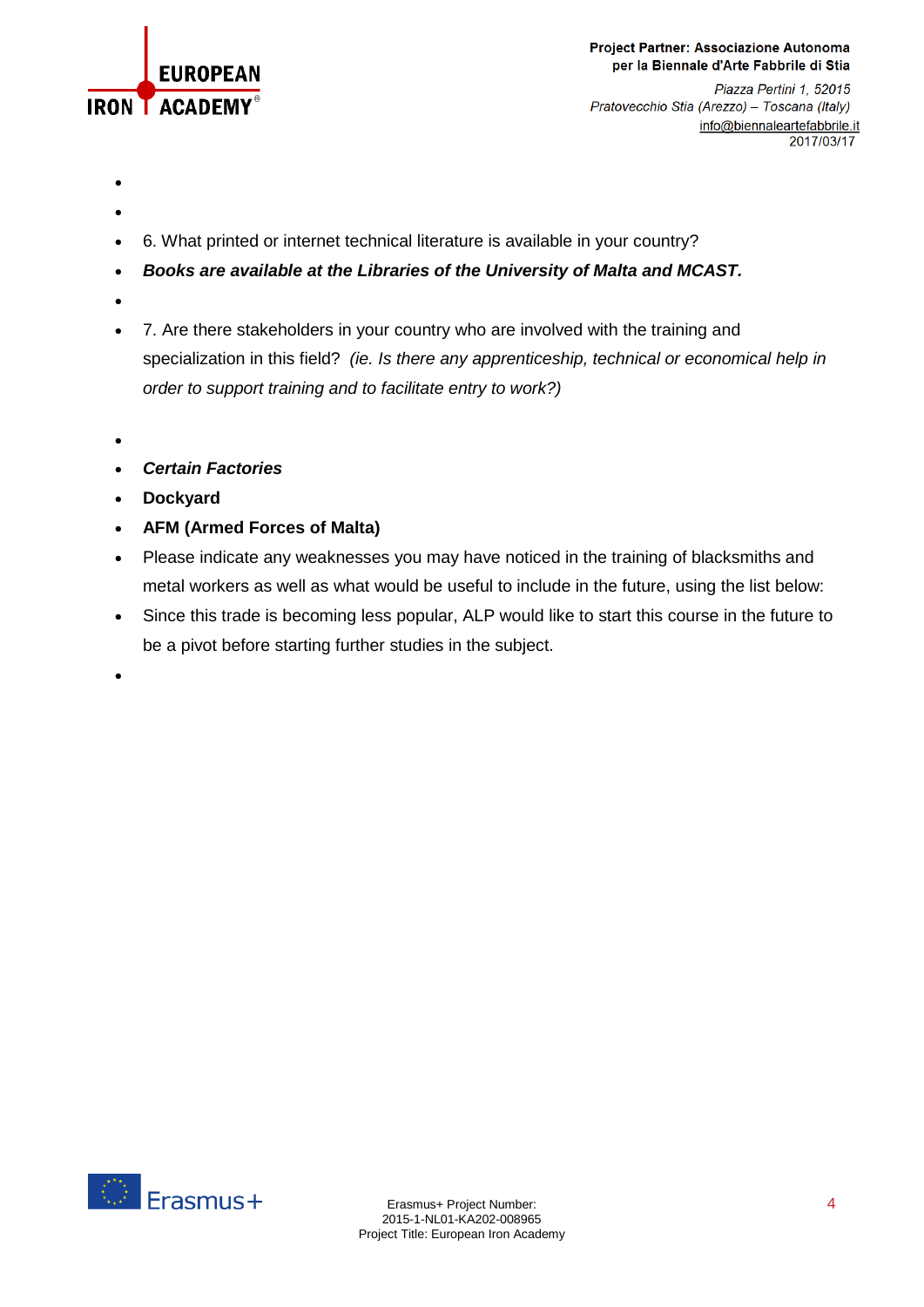- 6. What printed or internet technical literature is available in your country?
- ***Books are available at the Libraries of the University of Malta and MCAST.***
- 7. Are there stakeholders in your country who are involved with the training and specialization in this field? *(ie. Is there any apprenticeship, technical or economical help in order to support training and to facilitate entry to work?)*
- ***Certain Factories***
- **Dockyard**
- **AFM (Armed Forces of Malta)**
- Please indicate any weaknesses you may have noticed in the training of blacksmiths and metal workers as well as what would be useful to include in the future, using the list below:
- Since this trade is becoming less popular, ALP would like to start this course in the future to be a pivot before starting further studies in the subject.